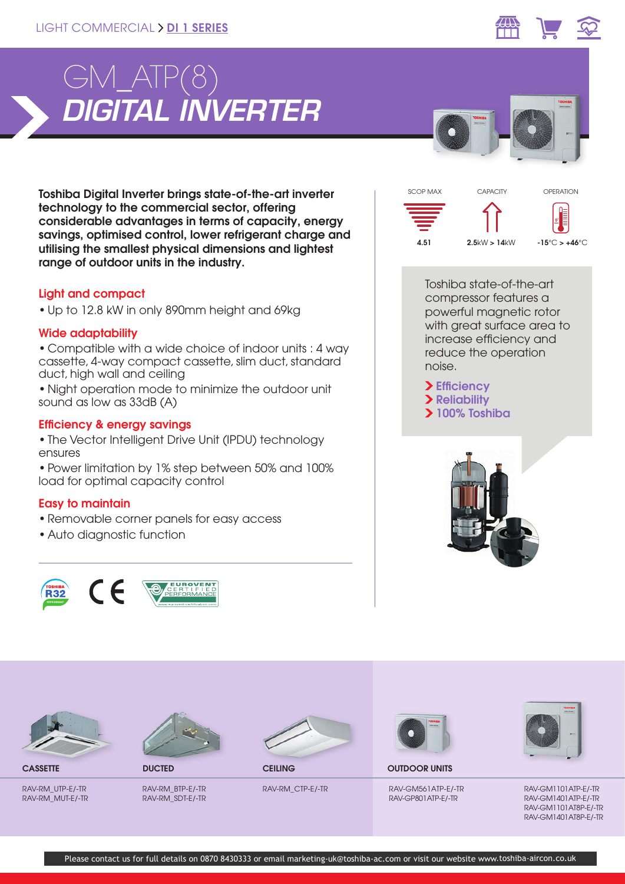LIGHT COMMERCIAL > DI 1 SERIES

# GM_ATP(8)
# *DIGITAL INVERTER*

**Toshiba Digital Inverter brings state-of-the-art inverter technology to the commercial sector, offering considerable advantages in terms of capacity, energy savings, optimised control, lower refrigerant charge and utilising the smallest physical dimensions and lightest range of outdoor units in the industry.**

### Light and compact

- Up to 12.8 kW in only 890mm height and 69kg

### Wide adaptability

- Compatible with a wide choice of indoor units : 4 way cassette, 4-way compact cassette, slim duct, standard duct, high wall and ceiling
- Night operation mode to minimize the outdoor unit sound as low as 33dB (A)

### Efficiency & energy savings

- The Vector Intelligent Drive Unit (IPDU) technology ensures
- Power limitation by 1% step between 50% and 100% load for optimal capacity control

### Easy to maintain

- Removable corner panels for easy access
- Auto diagnostic function

| SCOP MAX | CAPACITY | OPERATION |
|---|---|---|
| 4.51 | 2.5kW > 14kW | -15°C > +46°C |

Toshiba state-of-the-art compressor features a powerful magnetic rotor with great surface area to increase efficiency and reduce the operation noise.

- **Efficiency**
- **Reliability**
- **100% Toshiba**

| CASSETTE | DUCTED | CEILING | OUTDOOR UNITS | |
|---|---|---|---|---|
| RAV-RM_UTP-E/-TR<br>RAV-RM_MUT-E/-TR | RAV-RM_BTP-E/-TR<br>RAV-RM_SDT-E/-TR | RAV-RM_CTP-E/-TR | RAV-GM561ATP-E/-TR<br>RAV-GP801ATP-E/-TR | RAV-GM1101ATP-E/-TR<br>RAV-GM1401ATP-E/-TR<br>RAV-GM1101AT8P-E/-TR<br>RAV-GM1401AT8P-E/-TR |

Please contact us for full details on 0870 8430333 or email marketing-uk@toshiba-ac.com or visit our website www.toshiba-aircon.co.uk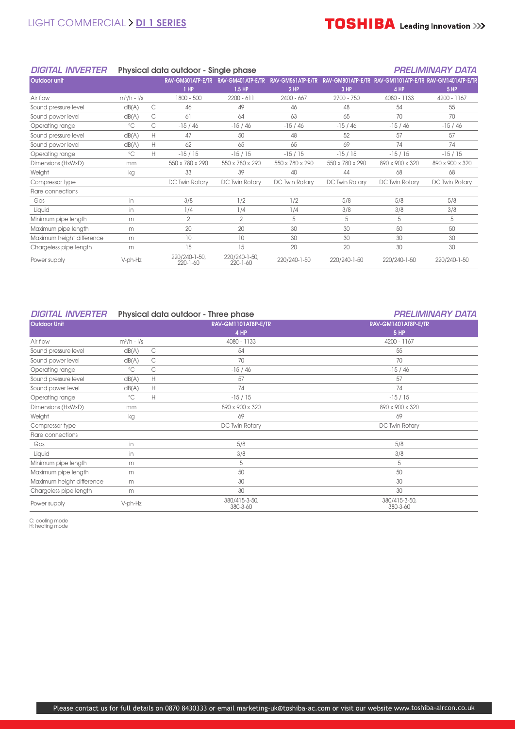LIGHT COMMERCIAL > **DI 1 SERIES**

**TOSHIBA** Leading Innovation >>>

## *DIGITAL INVERTER* Physical data outdoor - Single phase

*PRELIMINARY DATA*

| Outdoor unit | | | RAV-GM301ATP-E/TR 1 HP | RAV-GM401ATP-E/TR 1.5 HP | RAV-GM561ATP-E/TR 2 HP | RAV-GM801ATP-E/TR 3 HP | RAV-GM1101ATP-E/TR 4 HP | RAV-GM1401ATP-E/TR 5 HP |
|---|---|---|---|---|---|---|---|---|
| Air flow | m³/h - l/s | | 1800 - 500 | 2200 - 611 | 2400 - 667 | 2700 - 750 | 4080 - 1133 | 4200 - 1167 |
| Sound pressure level | dB(A) | C | 46 | 49 | 46 | 48 | 54 | 55 |
| Sound power level | dB(A) | C | 61 | 64 | 63 | 65 | 70 | 70 |
| Operating range | °C | C | -15 / 46 | -15 / 46 | -15 / 46 | -15 / 46 | -15 / 46 | -15 / 46 |
| Sound pressure level | dB(A) | H | 47 | 50 | 48 | 52 | 57 | 57 |
| Sound power level | dB(A) | H | 62 | 65 | 65 | 69 | 74 | 74 |
| Operating range | °C | H | -15 / 15 | -15 / 15 | -15 / 15 | -15 / 15 | -15 / 15 | -15 / 15 |
| Dimensions (HxWxD) | mm | | 550 x 780 x 290 | 550 x 780 x 290 | 550 x 780 x 290 | 550 x 780 x 290 | 890 x 900 x 320 | 890 x 900 x 320 |
| Weight | kg | | 33 | 39 | 40 | 44 | 68 | 68 |
| Compressor type | | | DC Twin Rotary | DC Twin Rotary | DC Twin Rotary | DC Twin Rotary | DC Twin Rotary | DC Twin Rotary |
| Flare connections | | | | | | | | |
| Gas | in | | 3/8 | 1/2 | 1/2 | 5/8 | 5/8 | 5/8 |
| Liquid | in | | 1/4 | 1/4 | 1/4 | 3/8 | 3/8 | 3/8 |
| Minimum pipe length | m | | 2 | 2 | 5 | 5 | 5 | 5 |
| Maximum pipe length | m | | 20 | 20 | 30 | 30 | 50 | 50 |
| Maximum height difference | m | | 10 | 10 | 30 | 30 | 30 | 30 |
| Chargeless pipe length | m | | 15 | 15 | 20 | 20 | 30 | 30 |
| Power supply | V-ph-Hz | | 220/240-1-50, 220-1-60 | 220/240-1-50, 220-1-60 | 220/240-1-50 | 220/240-1-50 | 220/240-1-50 | 220/240-1-50 |

## *DIGITAL INVERTER* Physical data outdoor - Three phase

*PRELIMINARY DATA*

| Outdoor Unit | | | RAV-GM1101AT8P-E/TR 4 HP | RAV-GM1401AT8P-E/TR 5 HP |
|---|---|---|---|---|
| Air flow | m³/h - l/s | | 4080 - 1133 | 4200 - 1167 |
| Sound pressure level | dB(A) | C | 54 | 55 |
| Sound power level | dB(A) | C | 70 | 70 |
| Operating range | °C | C | -15 / 46 | -15 / 46 |
| Sound pressure level | dB(A) | H | 57 | 57 |
| Sound power level | dB(A) | H | 74 | 74 |
| Operating range | °C | H | -15 / 15 | -15 / 15 |
| Dimensions (HxWxD) | mm | | 890 x 900 x 320 | 890 x 900 x 320 |
| Weight | kg | | 69 | 69 |
| Compressor type | | | DC Twin Rotary | DC Twin Rotary |
| Flare connections | | | | |
| Gas | in | | 5/8 | 5/8 |
| Liquid | in | | 3/8 | 3/8 |
| Minimum pipe length | m | | 5 | 5 |
| Maximum pipe length | m | | 50 | 50 |
| Maximum height difference | m | | 30 | 30 |
| Chargeless pipe length | m | | 30 | 30 |
| Power supply | V-ph-Hz | | 380/415-3-50, 380-3-60 | 380/415-3-50, 380-3-60 |

C: cooling mode
H: heating mode

Please contact us for full details on 0870 8430333 or email marketing-uk@toshiba-ac.com or visit our website www.toshiba-aircon.co.uk